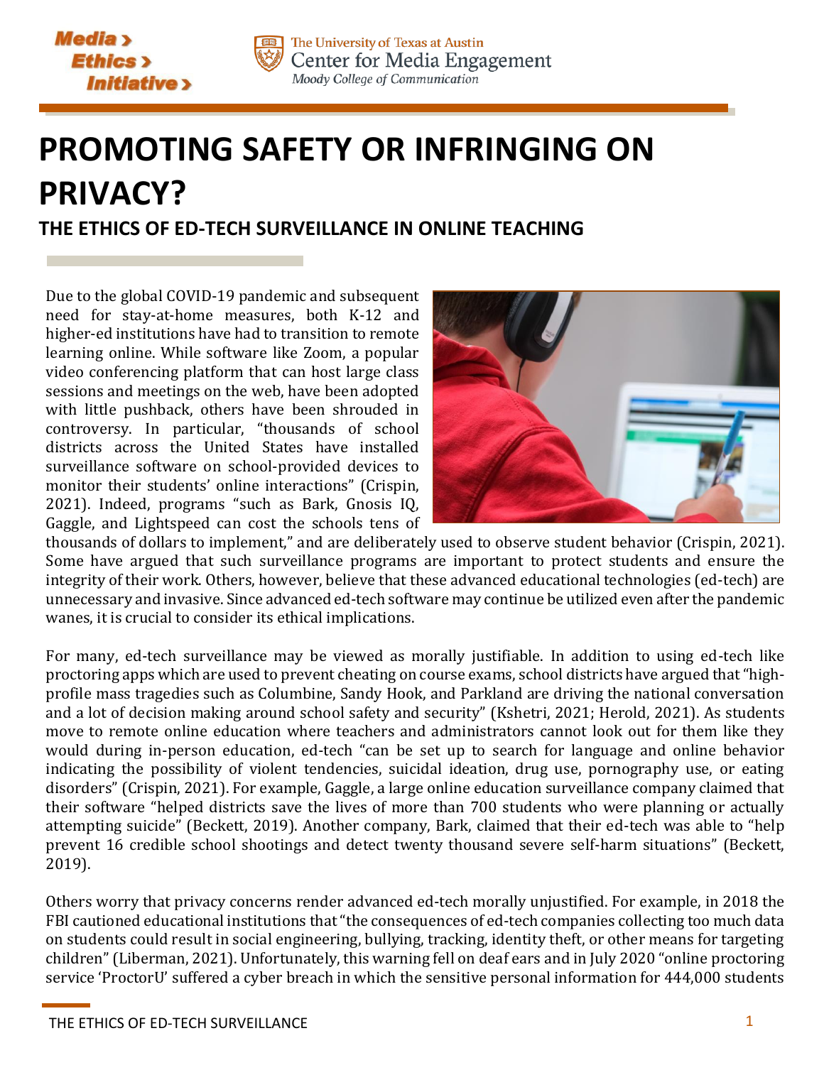# PROMOTING SAFETY OR INFRINGING ON PRIVACY?

## THE ETHICS OF ED-TECH SURVEILLANCE IN ONLINE TEACHING

Due to the global COVID-19 pandemic and subsequent need for stay-at-home measures, both K-12 and higher-ed institutions have had to transition to remote learning online. While software like Zoom, a popular video conferencing platform that can host large class sessions and meetings on the web, have been adopted with little pushback, others have been shrouded in controversy. In particular, "thousands of school districts across the United States have installed surveillance software on school-provided devices to monitor their students' online interactions" (Crispin, 2021). Indeed, programs "such as Bark, Gnosis IQ, Gaggle, and Lightspeed can cost the schools tens of thousands of dollars to implement," and are deliberately used to observe student behavior (Crispin, 2021). Some have argued that such surveillance programs are important to protect students and ensure the integrity of their work. Others, however, believe that these advanced educational technologies (ed-tech) are unnecessary and invasive. Since advanced ed-tech software may continue be utilized even after the pandemic wanes, it is crucial to consider its ethical implications.

For many, ed-tech surveillance may be viewed as morally justifiable. In addition to using ed-tech like proctoring apps which are used to prevent cheating on course exams, school districts have argued that "high-profile mass tragedies such as Columbine, Sandy Hook, and Parkland are driving the national conversation and a lot of decision making around school safety and security" (Kshetri, 2021; Herold, 2021). As students move to remote online education where teachers and administrators cannot look out for them like they would during in-person education, ed-tech "can be set up to search for language and online behavior indicating the possibility of violent tendencies, suicidal ideation, drug use, pornography use, or eating disorders" (Crispin, 2021). For example, Gaggle, a large online education surveillance company claimed that their software "helped districts save the lives of more than 700 students who were planning or actually attempting suicide" (Beckett, 2019). Another company, Bark, claimed that their ed-tech was able to "help prevent 16 credible school shootings and detect twenty thousand severe self-harm situations" (Beckett, 2019).

Others worry that privacy concerns render advanced ed-tech morally unjustified. For example, in 2018 the FBI cautioned educational institutions that "the consequences of ed-tech companies collecting too much data on students could result in social engineering, bullying, tracking, identity theft, or other means for targeting children" (Liberman, 2021). Unfortunately, this warning fell on deaf ears and in July 2020 "online proctoring service 'ProctorU' suffered a cyber breach in which the sensitive personal information for 444,000 students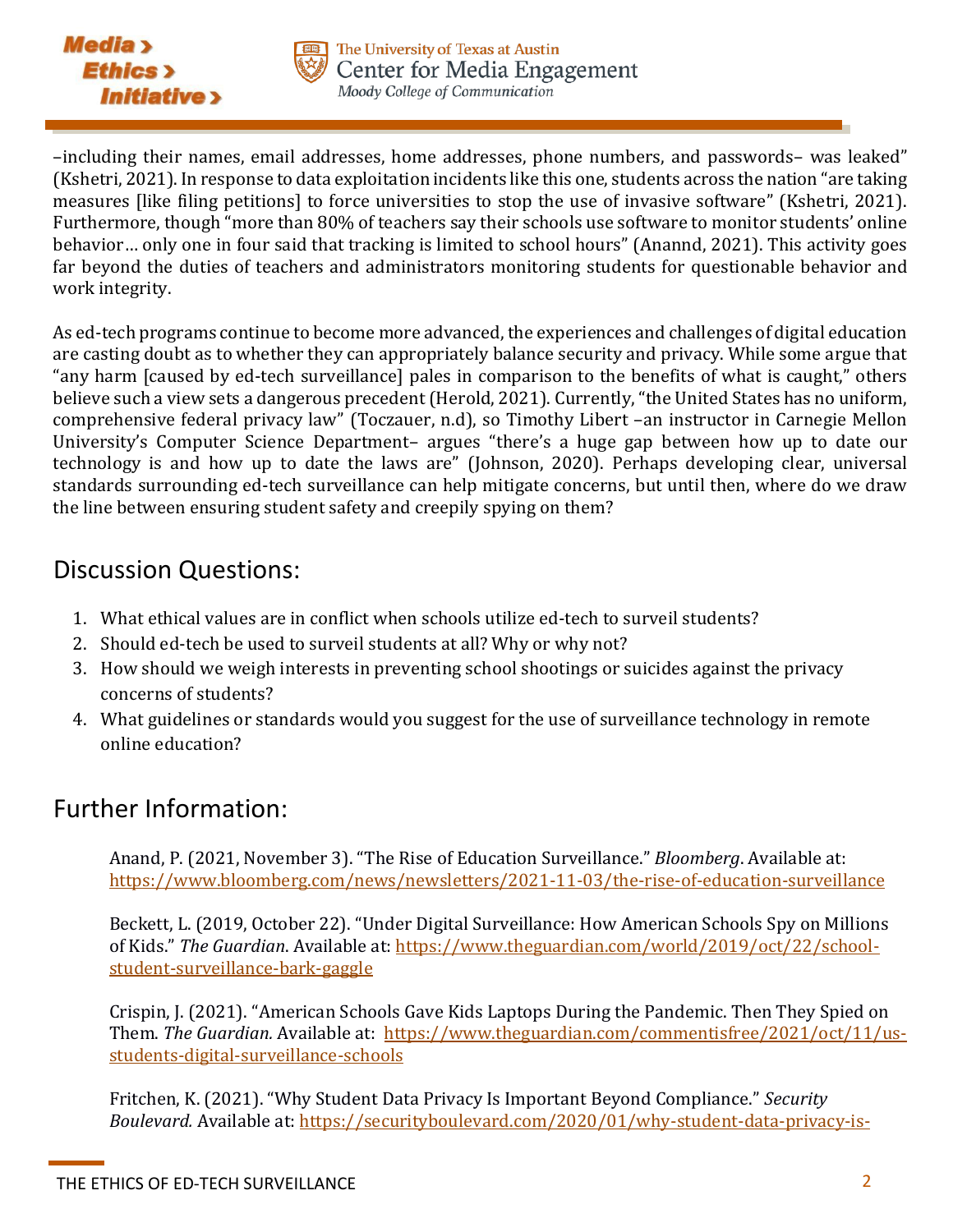–including their names, email addresses, home addresses, phone numbers, and passwords– was leaked" (Kshetri, 2021). In response to data exploitation incidents like this one, students across the nation "are taking measures [like filing petitions] to force universities to stop the use of invasive software" (Kshetri, 2021). Furthermore, though "more than 80% of teachers say their schools use software to monitor students' online behavior… only one in four said that tracking is limited to school hours" (Anannd, 2021). This activity goes far beyond the duties of teachers and administrators monitoring students for questionable behavior and work integrity.

As ed-tech programs continue to become more advanced, the experiences and challenges of digital education are casting doubt as to whether they can appropriately balance security and privacy. While some argue that "any harm [caused by ed-tech surveillance] pales in comparison to the benefits of what is caught," others believe such a view sets a dangerous precedent (Herold, 2021). Currently, "the United States has no uniform, comprehensive federal privacy law" (Toczauer, n.d), so Timothy Libert –an instructor in Carnegie Mellon University's Computer Science Department– argues "there's a huge gap between how up to date our technology is and how up to date the laws are" (Johnson, 2020). Perhaps developing clear, universal standards surrounding ed-tech surveillance can help mitigate concerns, but until then, where do we draw the line between ensuring student safety and creepily spying on them?

## Discussion Questions:

1. What ethical values are in conflict when schools utilize ed-tech to surveil students?
2. Should ed-tech be used to surveil students at all? Why or why not?
3. How should we weigh interests in preventing school shootings or suicides against the privacy concerns of students?
4. What guidelines or standards would you suggest for the use of surveillance technology in remote online education?

## Further Information:

Anand, P. (2021, November 3). "The Rise of Education Surveillance." *Bloomberg*. Available at: https://www.bloomberg.com/news/newsletters/2021-11-03/the-rise-of-education-surveillance

Beckett, L. (2019, October 22). "Under Digital Surveillance: How American Schools Spy on Millions of Kids." *The Guardian*. Available at: https://www.theguardian.com/world/2019/oct/22/school-student-surveillance-bark-gaggle

Crispin, J. (2021). "American Schools Gave Kids Laptops During the Pandemic. Then They Spied on Them. *The Guardian.* Available at: https://www.theguardian.com/commentisfree/2021/oct/11/us-students-digital-surveillance-schools

Fritchen, K. (2021). "Why Student Data Privacy Is Important Beyond Compliance." *Security Boulevard.* Available at: https://securityboulevard.com/2020/01/why-student-data-privacy-is-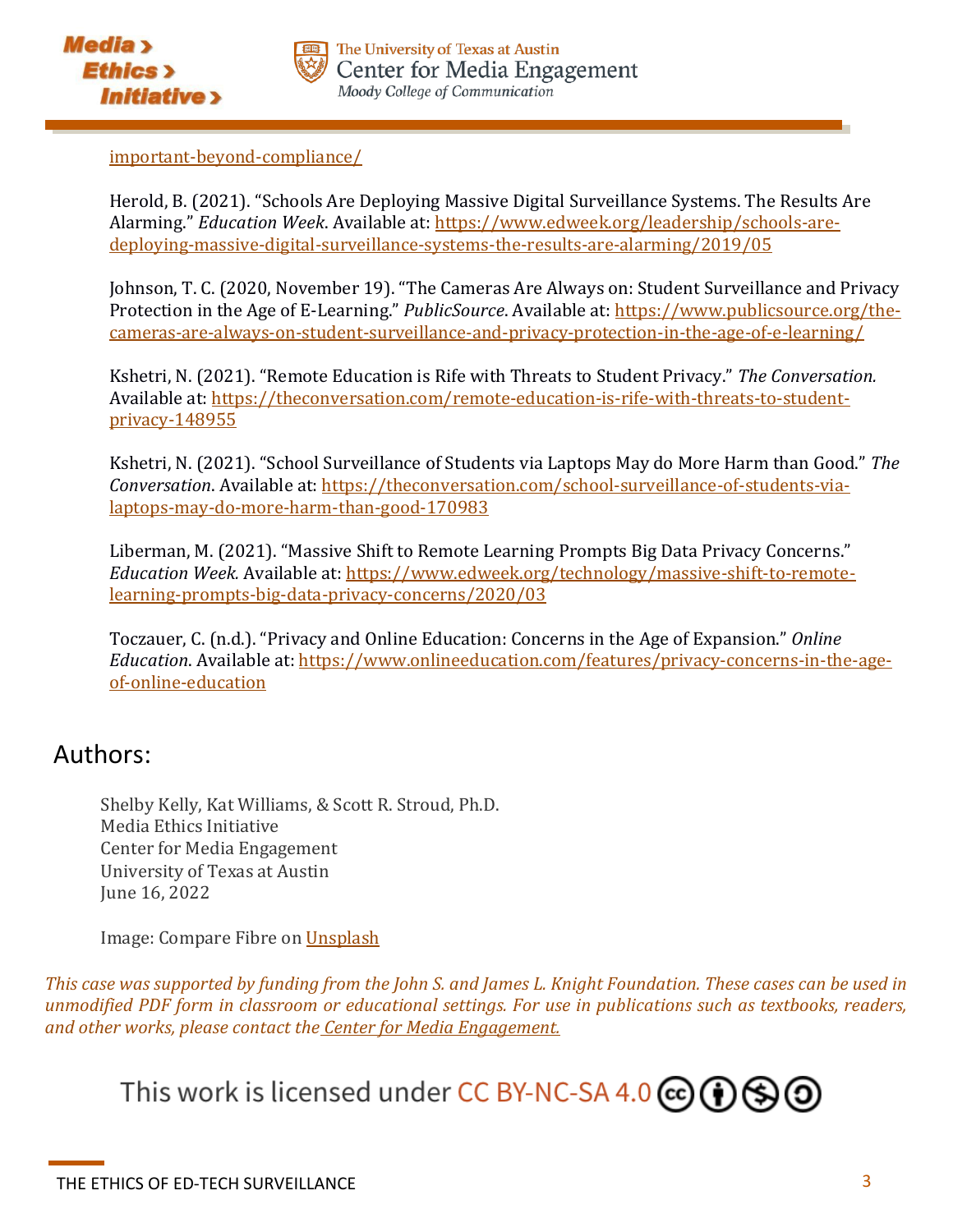important-beyond-compliance/

Herold, B. (2021). "Schools Are Deploying Massive Digital Surveillance Systems. The Results Are Alarming." *Education Week*. Available at: https://www.edweek.org/leadership/schools-are-deploying-massive-digital-surveillance-systems-the-results-are-alarming/2019/05

Johnson, T. C. (2020, November 19). "The Cameras Are Always on: Student Surveillance and Privacy Protection in the Age of E-Learning." *PublicSource*. Available at: https://www.publicsource.org/the-cameras-are-always-on-student-surveillance-and-privacy-protection-in-the-age-of-e-learning/

Kshetri, N. (2021). "Remote Education is Rife with Threats to Student Privacy." *The Conversation.* Available at: https://theconversation.com/remote-education-is-rife-with-threats-to-student-privacy-148955

Kshetri, N. (2021). "School Surveillance of Students via Laptops May do More Harm than Good." *The Conversation*. Available at: https://theconversation.com/school-surveillance-of-students-via-laptops-may-do-more-harm-than-good-170983

Liberman, M. (2021). "Massive Shift to Remote Learning Prompts Big Data Privacy Concerns." *Education Week.* Available at: https://www.edweek.org/technology/massive-shift-to-remote-learning-prompts-big-data-privacy-concerns/2020/03

Toczauer, C. (n.d.). "Privacy and Online Education: Concerns in the Age of Expansion." *Online Education*. Available at: https://www.onlineeducation.com/features/privacy-concerns-in-the-age-of-online-education

## Authors:

Shelby Kelly, Kat Williams, & Scott R. Stroud, Ph.D.
Media Ethics Initiative
Center for Media Engagement
University of Texas at Austin
June 16, 2022

Image: Compare Fibre on Unsplash

*This case was supported by funding from the John S. and James L. Knight Foundation. These cases can be used in unmodified PDF form in classroom or educational settings. For use in publications such as textbooks, readers, and other works, please contact the Center for Media Engagement.*

This work is licensed under CC BY-NC-SA 4.0